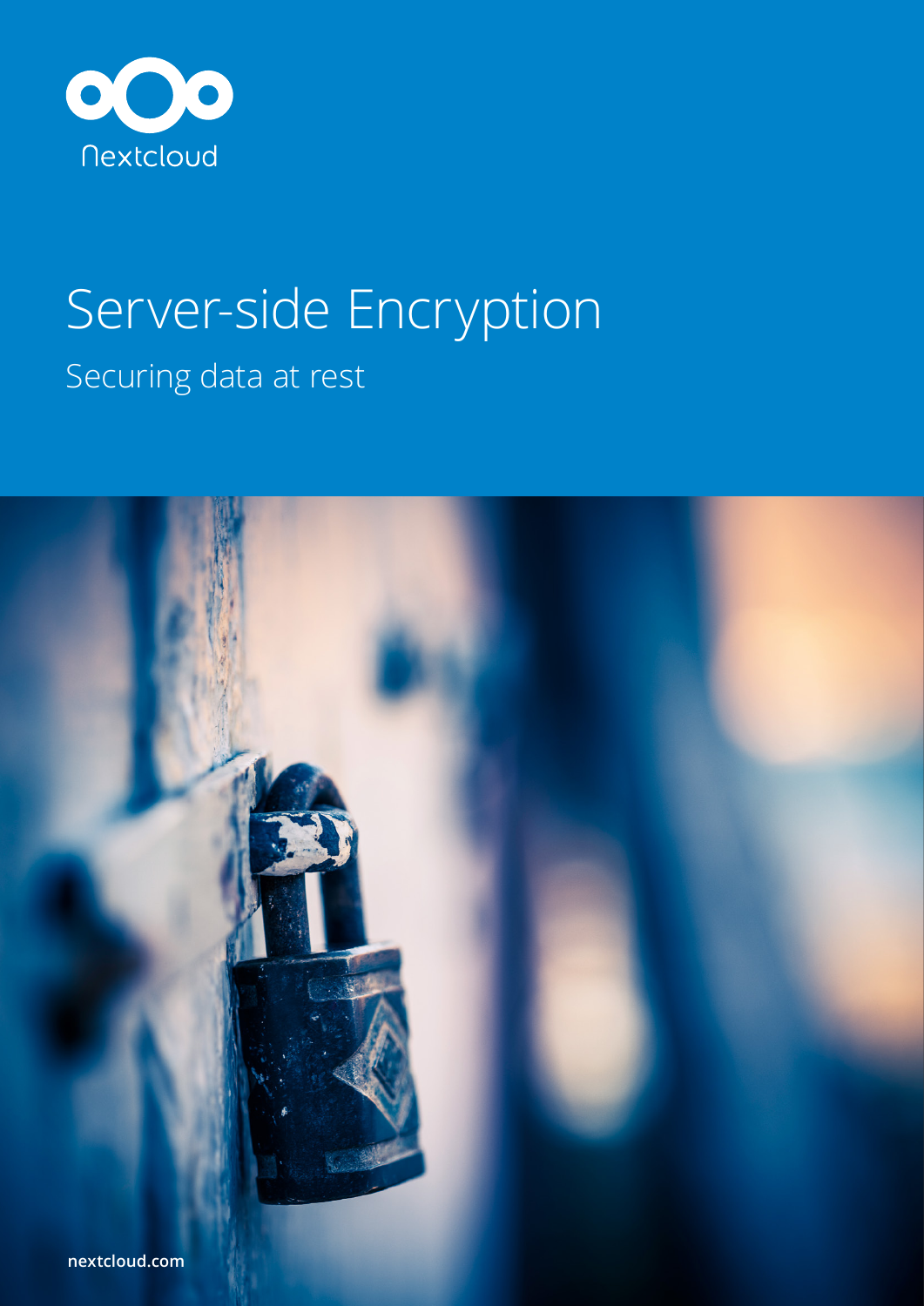Nextcloud

# Server-side Encryption

## Securing data at rest

nextcloud.com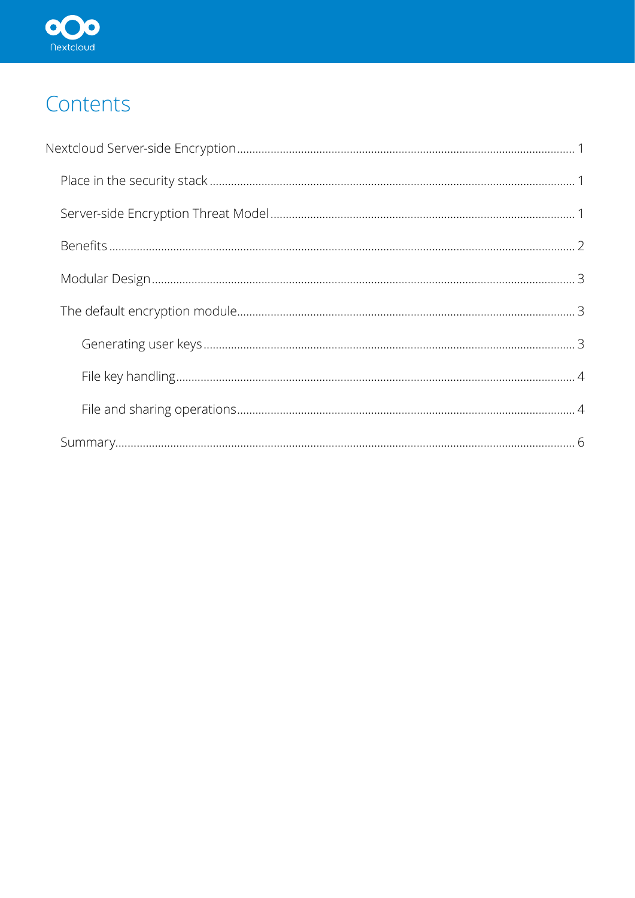# Contents

Nextcloud Server-side Encryption .......... 1

- Place in the security stack .......... 1
- Server-side Encryption Threat Model .......... 1
- Benefits .......... 2
- Modular Design .......... 3
- The default encryption module .......... 3
  - Generating user keys .......... 3
  - File key handling .......... 4
  - File and sharing operations .......... 4
- Summary .......... 6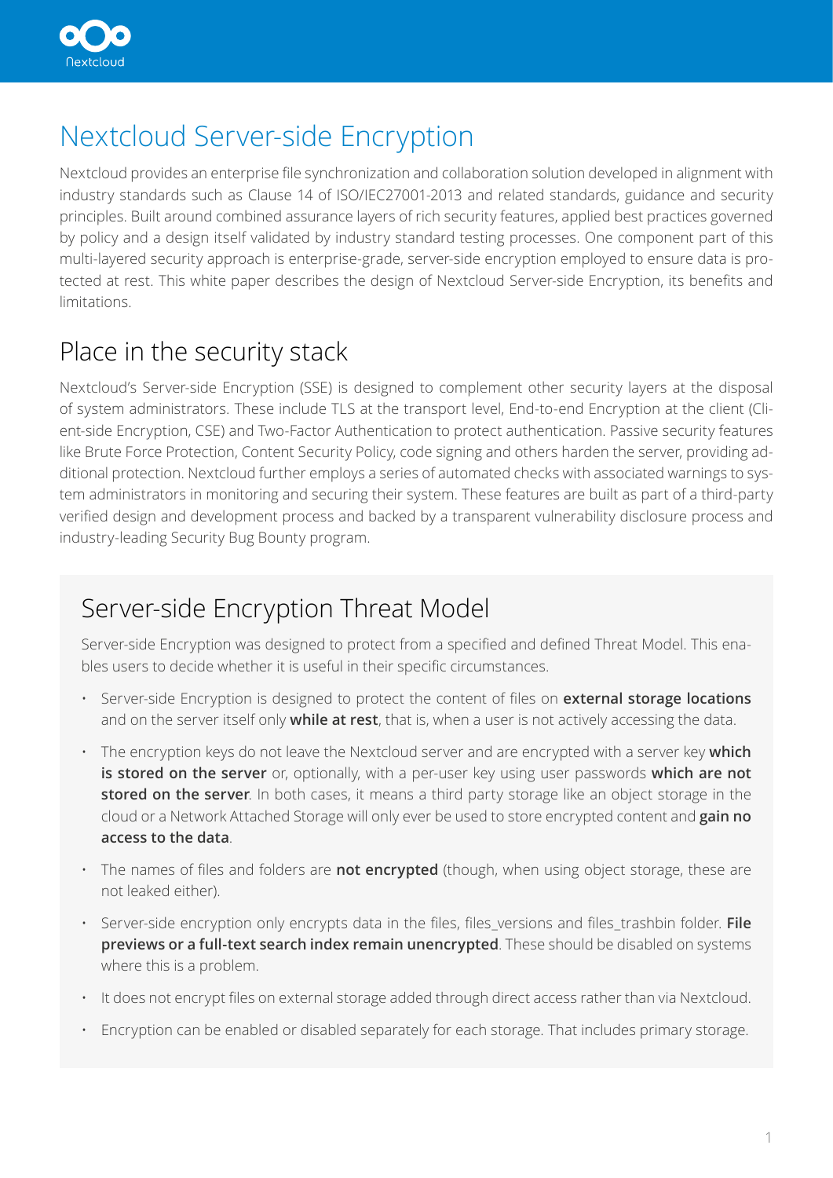# Nextcloud Server-side Encryption

Nextcloud provides an enterprise file synchronization and collaboration solution developed in alignment with industry standards such as Clause 14 of ISO/IEC27001-2013 and related standards, guidance and security principles. Built around combined assurance layers of rich security features, applied best practices governed by policy and a design itself validated by industry standard testing processes. One component part of this multi-layered security approach is enterprise-grade, server-side encryption employed to ensure data is protected at rest. This white paper describes the design of Nextcloud Server-side Encryption, its benefits and limitations.

## Place in the security stack

Nextcloud's Server-side Encryption (SSE) is designed to complement other security layers at the disposal of system administrators. These include TLS at the transport level, End-to-end Encryption at the client (Client-side Encryption, CSE) and Two-Factor Authentication to protect authentication. Passive security features like Brute Force Protection, Content Security Policy, code signing and others harden the server, providing additional protection. Nextcloud further employs a series of automated checks with associated warnings to system administrators in monitoring and securing their system. These features are built as part of a third-party verified design and development process and backed by a transparent vulnerability disclosure process and industry-leading Security Bug Bounty program.

## Server-side Encryption Threat Model

Server-side Encryption was designed to protect from a specified and defined Threat Model. This enables users to decide whether it is useful in their specific circumstances.

- Server-side Encryption is designed to protect the content of files on **external storage locations** and on the server itself only **while at rest**, that is, when a user is not actively accessing the data.
- The encryption keys do not leave the Nextcloud server and are encrypted with a server key **which is stored on the server** or, optionally, with a per-user key using user passwords **which are not stored on the server**. In both cases, it means a third party storage like an object storage in the cloud or a Network Attached Storage will only ever be used to store encrypted content and **gain no access to the data**.
- The names of files and folders are **not encrypted** (though, when using object storage, these are not leaked either).
- Server-side encryption only encrypts data in the files, files_versions and files_trashbin folder. **File previews or a full-text search index remain unencrypted**. These should be disabled on systems where this is a problem.
- It does not encrypt files on external storage added through direct access rather than via Nextcloud.
- Encryption can be enabled or disabled separately for each storage. That includes primary storage.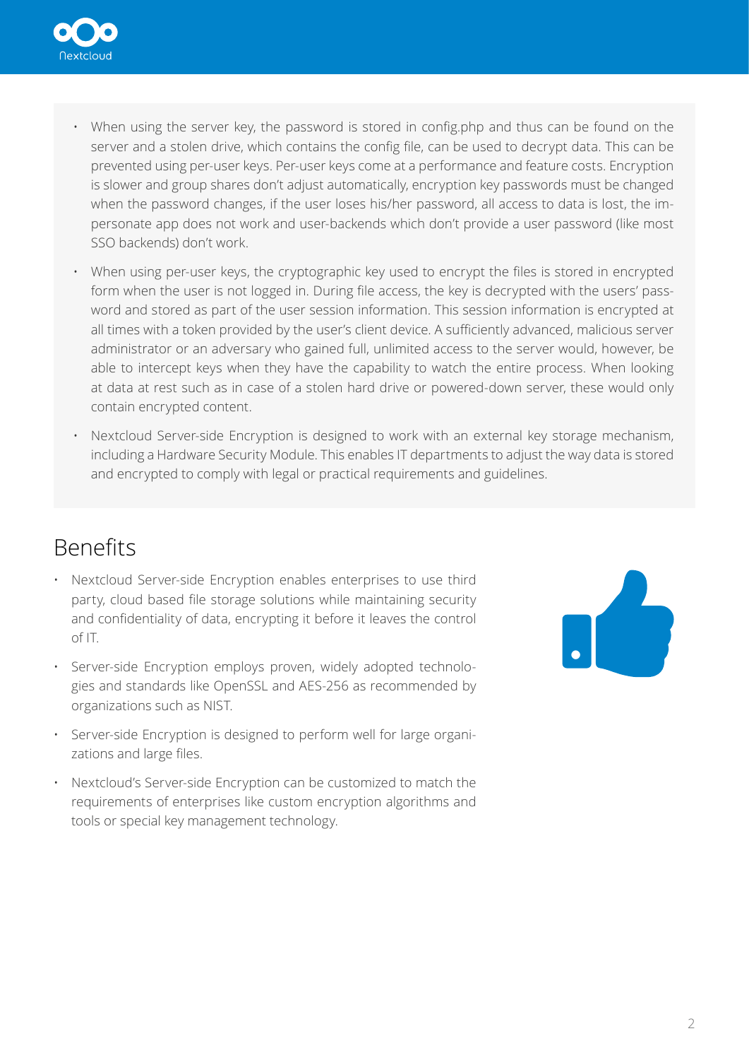- When using the server key, the password is stored in config.php and thus can be found on the server and a stolen drive, which contains the config file, can be used to decrypt data. This can be prevented using per-user keys. Per-user keys come at a performance and feature costs. Encryption is slower and group shares don't adjust automatically, encryption key passwords must be changed when the password changes, if the user loses his/her password, all access to data is lost, the impersonate app does not work and user-backends which don't provide a user password (like most SSO backends) don't work.
- When using per-user keys, the cryptographic key used to encrypt the files is stored in encrypted form when the user is not logged in. During file access, the key is decrypted with the users' password and stored as part of the user session information. This session information is encrypted at all times with a token provided by the user's client device. A sufficiently advanced, malicious server administrator or an adversary who gained full, unlimited access to the server would, however, be able to intercept keys when they have the capability to watch the entire process. When looking at data at rest such as in case of a stolen hard drive or powered-down server, these would only contain encrypted content.
- Nextcloud Server-side Encryption is designed to work with an external key storage mechanism, including a Hardware Security Module. This enables IT departments to adjust the way data is stored and encrypted to comply with legal or practical requirements and guidelines.

## Benefits

- Nextcloud Server-side Encryption enables enterprises to use third party, cloud based file storage solutions while maintaining security and confidentiality of data, encrypting it before it leaves the control of IT.
- Server-side Encryption employs proven, widely adopted technologies and standards like OpenSSL and AES-256 as recommended by organizations such as NIST.
- Server-side Encryption is designed to perform well for large organizations and large files.
- Nextcloud's Server-side Encryption can be customized to match the requirements of enterprises like custom encryption algorithms and tools or special key management technology.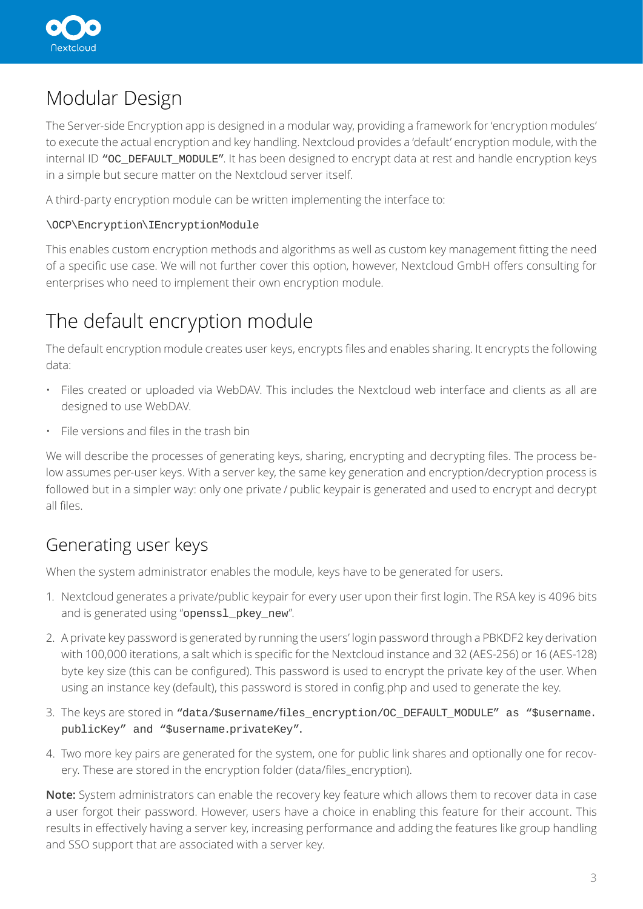# Modular Design

The Server-side Encryption app is designed in a modular way, providing a framework for 'encryption modules' to execute the actual encryption and key handling. Nextcloud provides a 'default' encryption module, with the internal ID "`OC_DEFAULT_MODULE`". It has been designed to encrypt data at rest and handle encryption keys in a simple but secure matter on the Nextcloud server itself.

A third-party encryption module can be written implementing the interface to:

`\OCP\Encryption\IEncryptionModule`

This enables custom encryption methods and algorithms as well as custom key management fitting the need of a specific use case. We will not further cover this option, however, Nextcloud GmbH offers consulting for enterprises who need to implement their own encryption module.

# The default encryption module

The default encryption module creates user keys, encrypts files and enables sharing. It encrypts the following data:

- Files created or uploaded via WebDAV. This includes the Nextcloud web interface and clients as all are designed to use WebDAV.
- File versions and files in the trash bin

We will describe the processes of generating keys, sharing, encrypting and decrypting files. The process below assumes per-user keys. With a server key, the same key generation and encryption/decryption process is followed but in a simpler way: only one private / public keypair is generated and used to encrypt and decrypt all files.

## Generating user keys

When the system administrator enables the module, keys have to be generated for users.

1. Nextcloud generates a private/public keypair for every user upon their first login. The RSA key is 4096 bits and is generated using "`openssl_pkey_new`".
2. A private key password is generated by running the users' login password through a PBKDF2 key derivation with 100,000 iterations, a salt which is specific for the Nextcloud instance and 32 (AES-256) or 16 (AES-128) byte key size (this can be configured). This password is used to encrypt the private key of the user. When using an instance key (default), this password is stored in config.php and used to generate the key.
3. The keys are stored in "`data/$username/files_encryption/OC_DEFAULT_MODULE`" as "`$username.publicKey`" and "`$username.privateKey`".
4. Two more key pairs are generated for the system, one for public link shares and optionally one for recovery. These are stored in the encryption folder (data/files_encryption).

**Note:** System administrators can enable the recovery key feature which allows them to recover data in case a user forgot their password. However, users have a choice in enabling this feature for their account. This results in effectively having a server key, increasing performance and adding the features like group handling and SSO support that are associated with a server key.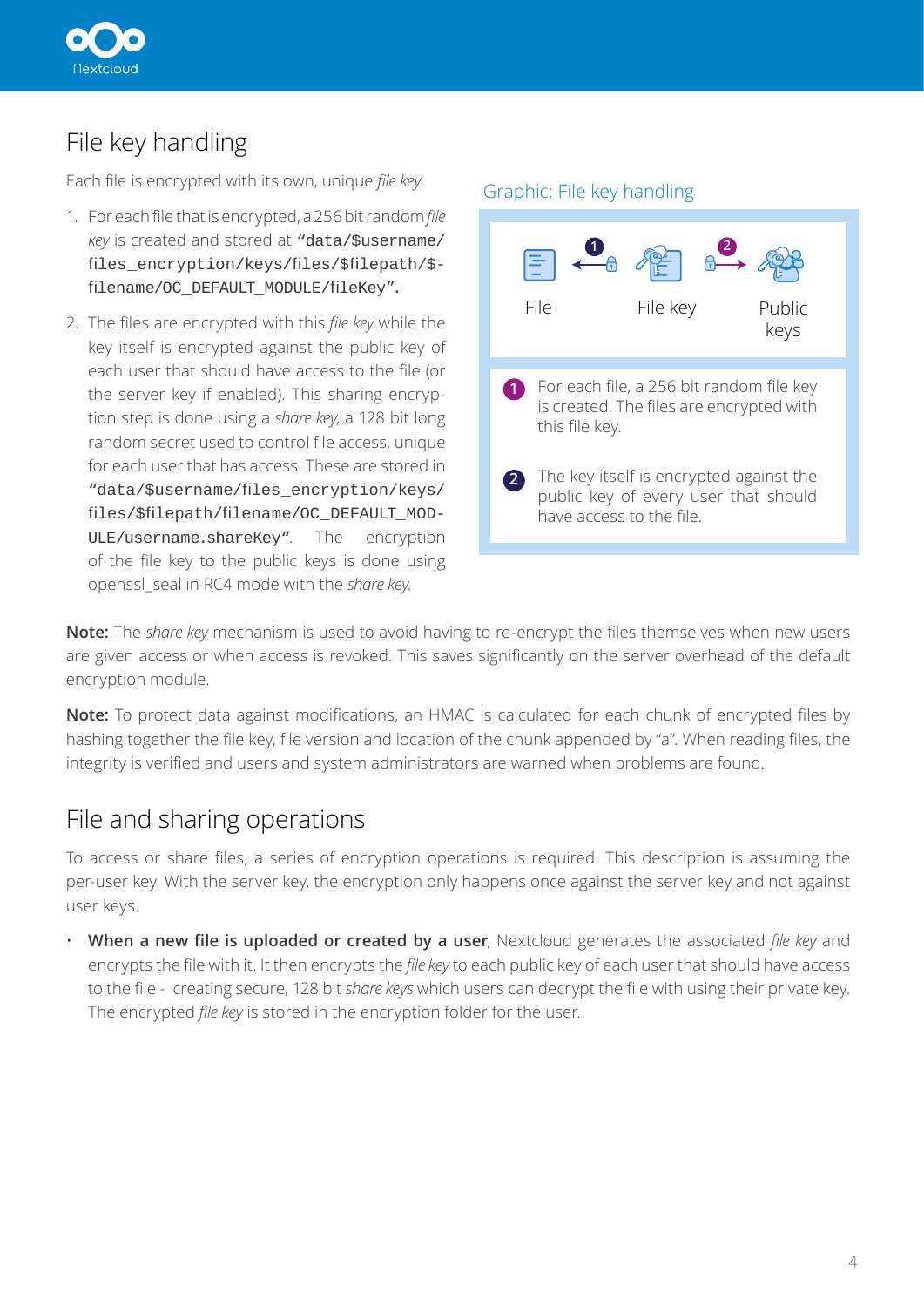# File key handling

Each file is encrypted with its own, unique *file key*.

1. For each file that is encrypted, a 256 bit random *file key* is created and stored at "data/$username/files_encryption/keys/files/$filepath/$filename/OC_DEFAULT_MODULE/fileKey".
2. The files are encrypted with this *file key* while the key itself is encrypted against the public key of each user that should have access to the file (or the server key if enabled). This sharing encryption step is done using a *share key*, a 128 bit long random secret used to control file access, unique for each user that has access. These are stored in "data/$username/files_encryption/keys/files/$filepath/filename/OC_DEFAULT_MODULE/username.shareKey". The encryption of the file key to the public keys is done using openssl_seal in RC4 mode with the *share key*.

Graphic: File key handling

File — (1) — File key — (2) — Public keys

1. For each file, a 256 bit random file key is created. The files are encrypted with this file key.
2. The key itself is encrypted against the public key of every user that should have access to the file.

**Note:** The *share key* mechanism is used to avoid having to re-encrypt the files themselves when new users are given access or when access is revoked. This saves significantly on the server overhead of the default encryption module.

**Note:** To protect data against modifications, an HMAC is calculated for each chunk of encrypted files by hashing together the file key, file version and location of the chunk appended by "a". When reading files, the integrity is verified and users and system administrators are warned when problems are found.

# File and sharing operations

To access or share files, a series of encryption operations is required. This description is assuming the per-user key. With the server key, the encryption only happens once against the server key and not against user keys.

- **When a new file is uploaded or created by a user**, Nextcloud generates the associated *file key* and encrypts the file with it. It then encrypts the *file key* to each public key of each user that should have access to the file - creating secure, 128 bit *share keys* which users can decrypt the file with using their private key. The encrypted *file key* is stored in the encryption folder for the user.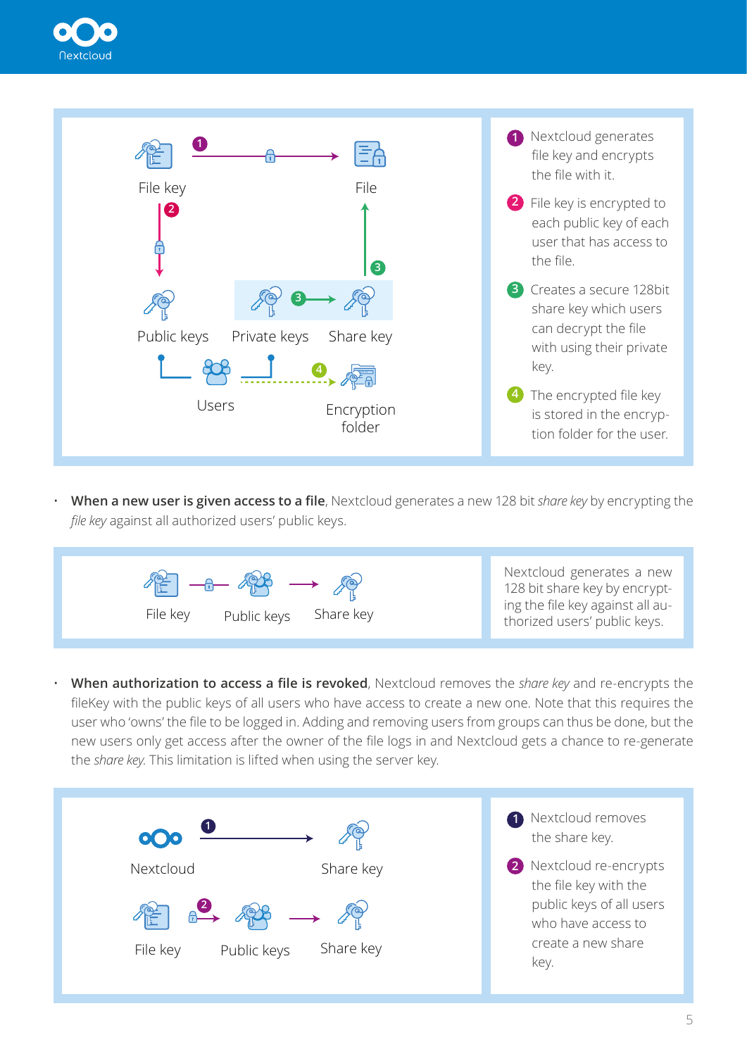File key — 1 → File

2 ↓

Public keys — Private keys — 3 → Share key — 3 ↑ File

Users — 4 → Encryption folder

1. Nextcloud generates file key and encrypts the file with it.
2. File key is encrypted to each public key of each user that has access to the file.
3. Creates a secure 128bit share key which users can decrypt the file with using their private key.
4. The encrypted file key is stored in the encryption folder for the user.

- **When a new user is given access to a file**, Nextcloud generates a new 128 bit *share key* by encrypting the *file key* against all authorized users' public keys.

File key → Public keys → Share key

Nextcloud generates a new 128 bit share key by encrypting the file key against all authorized users' public keys.

- **When authorization to access a file is revoked**, Nextcloud removes the *share key* and re-encrypts the fileKey with the public keys of all users who have access to create a new one. Note that this requires the user who 'owns' the file to be logged in. Adding and removing users from groups can thus be done, but the new users only get access after the owner of the file logs in and Nextcloud gets a chance to re-generate the *share key*. This limitation is lifted when using the server key.

Nextcloud — 1 → Share key

File key — 2 → Public keys → Share key

1. Nextcloud removes the share key.
2. Nextcloud re-encrypts the file key with the public keys of all users who have access to create a new share key.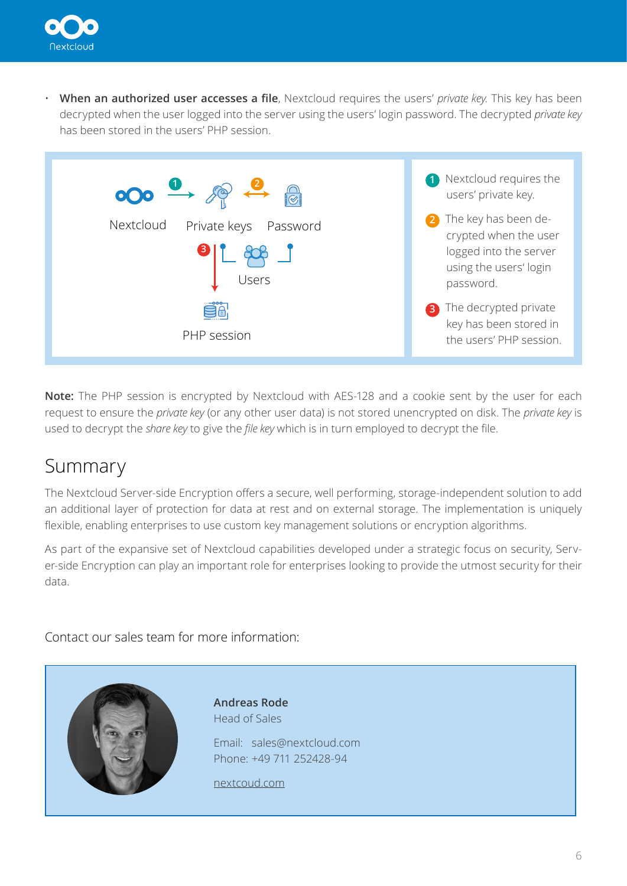- **When an authorized user accesses a file**, Nextcloud requires the users' *private key*. This key has been decrypted when the user logged into the server using the users' login password. The decrypted *private key* has been stored in the users' PHP session.

Nextcloud — Private keys — Password

Users

PHP session

1. Nextcloud requires the users' private key.
2. The key has been decrypted when the user logged into the server using the users' login password.
3. The decrypted private key has been stored in the users' PHP session.

**Note:** The PHP session is encrypted by Nextcloud with AES-128 and a cookie sent by the user for each request to ensure the *private key* (or any other user data) is not stored unencrypted on disk. The *private key* is used to decrypt the *share key* to give the *file key* which is in turn employed to decrypt the file.

## Summary

The Nextcloud Server-side Encryption offers a secure, well performing, storage-independent solution to add an additional layer of protection for data at rest and on external storage. The implementation is uniquely flexible, enabling enterprises to use custom key management solutions or encryption algorithms.

As part of the expansive set of Nextcloud capabilities developed under a strategic focus on security, Server-side Encryption can play an important role for enterprises looking to provide the utmost security for their data.

Contact our sales team for more information:

**Andreas Rode**
Head of Sales

Email: sales@nextcloud.com
Phone: +49 711 252428-94

nextcoud.com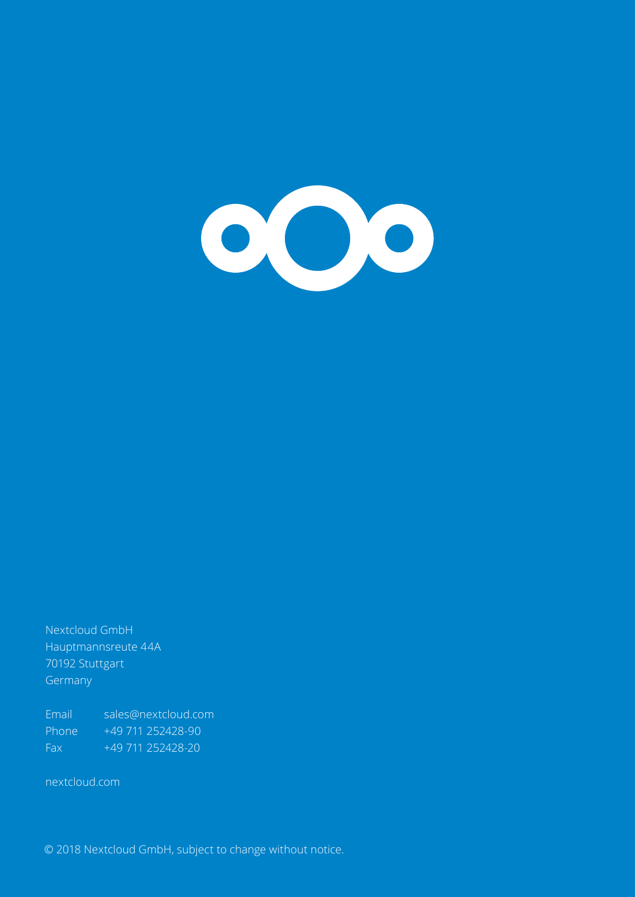Nextcloud GmbH
Hauptmannsreute 44A
70192 Stuttgart
Germany

| | |
|---|---|
| Email | sales@nextcloud.com |
| Phone | +49 711 252428-90 |
| Fax | +49 711 252428-20 |

nextcloud.com

© 2018 Nextcloud GmbH, subject to change without notice.